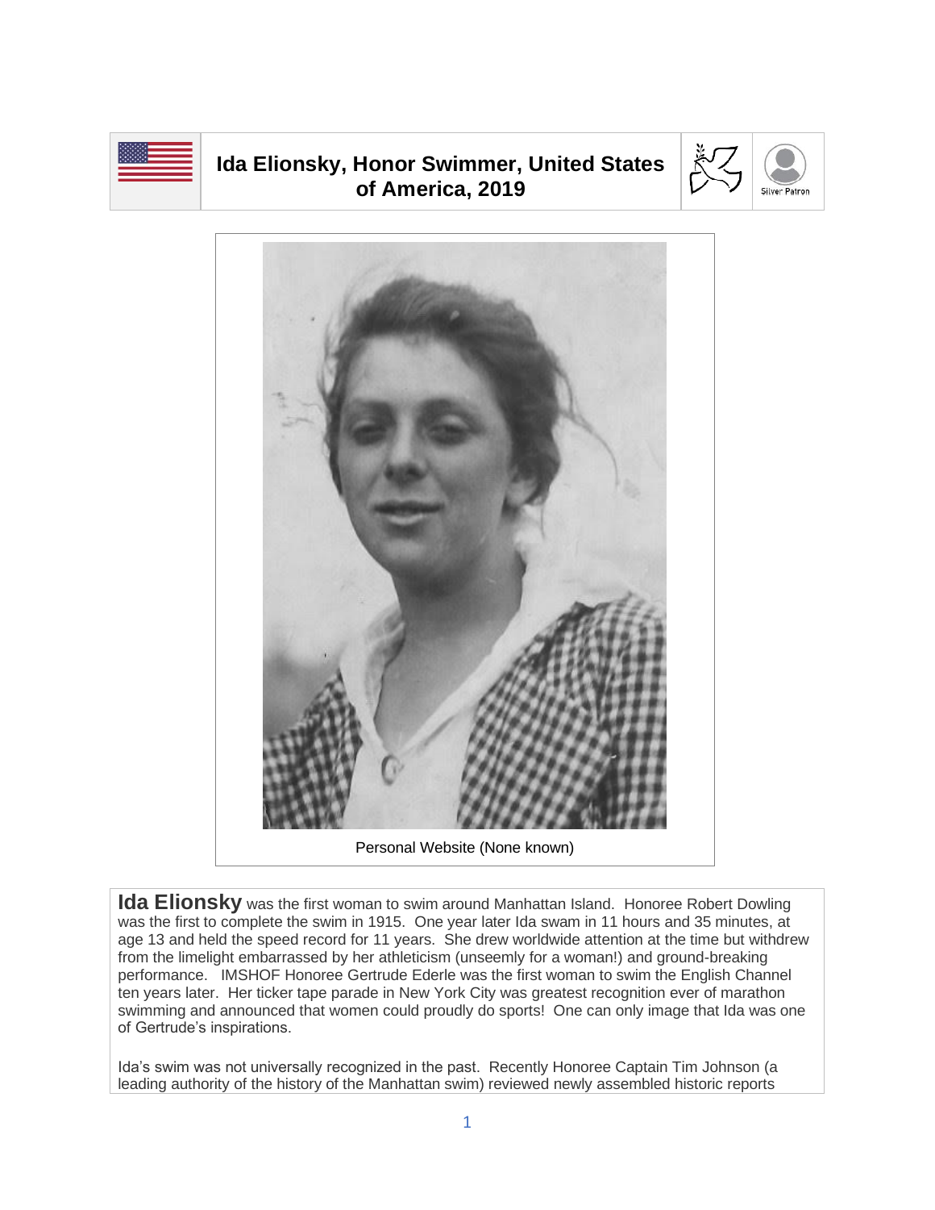# Ida Elionsky, Honor Swimmer, United States of America, 2019

Silver Patron

Personal Website (None known)

**Ida Elionsky** was the first woman to swim around Manhattan Island. Honoree Robert Dowling was the first to complete the swim in 1915. One year later Ida swam in 11 hours and 35 minutes, at age 13 and held the speed record for 11 years. She drew worldwide attention at the time but withdrew from the limelight embarrassed by her athleticism (unseemly for a woman!) and ground-breaking performance. IMSHOF Honoree Gertrude Ederle was the first woman to swim the English Channel ten years later. Her ticker tape parade in New York City was greatest recognition ever of marathon swimming and announced that women could proudly do sports! One can only image that Ida was one of Gertrude's inspirations.

Ida's swim was not universally recognized in the past. Recently Honoree Captain Tim Johnson (a leading authority of the history of the Manhattan swim) reviewed newly assembled historic reports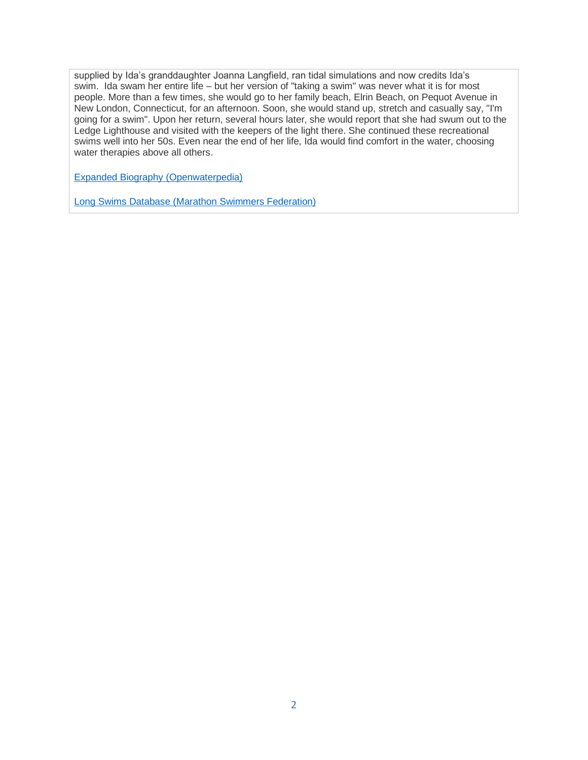supplied by Ida's granddaughter Joanna Langfield, ran tidal simulations and now credits Ida's swim. Ida swam her entire life – but her version of "taking a swim" was never what it is for most people. More than a few times, she would go to her family beach, Elrin Beach, on Pequot Avenue in New London, Connecticut, for an afternoon. Soon, she would stand up, stretch and casually say, "I'm going for a swim". Upon her return, several hours later, she would report that she had swum out to the Ledge Lighthouse and visited with the keepers of the light there. She continued these recreational swims well into her 50s. Even near the end of her life, Ida would find comfort in the water, choosing water therapies above all others.

Expanded Biography (Openwaterpedia)

Long Swims Database (Marathon Swimmers Federation)